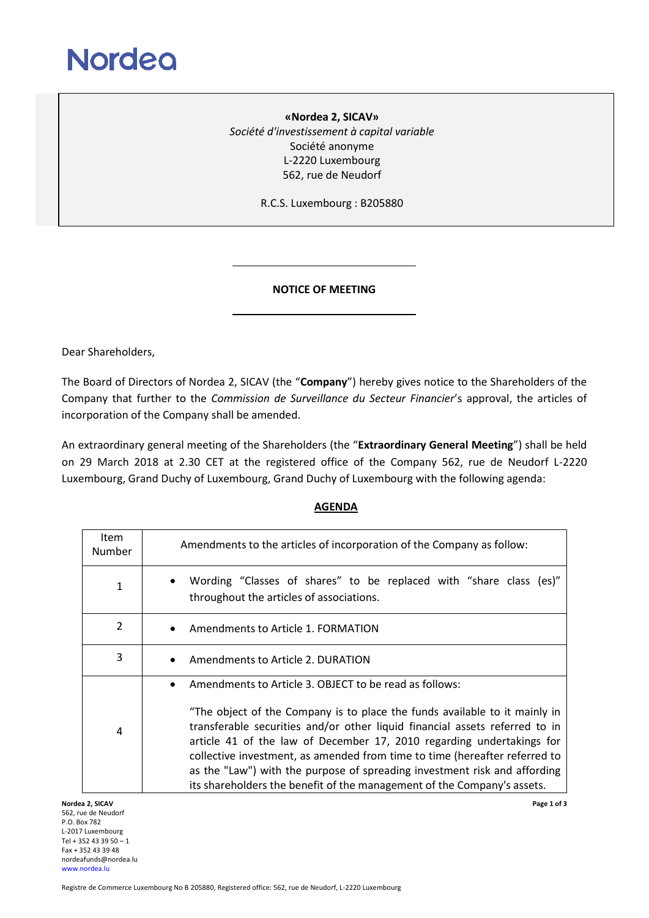Nordea

**«Nordea 2, SICAV»**
*Société d'investissement à capital variable*
Société anonyme
L-2220 Luxembourg
562, rue de Neudorf

R.C.S. Luxembourg : B205880

**NOTICE OF MEETING**

Dear Shareholders,

The Board of Directors of Nordea 2, SICAV (the "**Company**") hereby gives notice to the Shareholders of the Company that further to the *Commission de Surveillance du Secteur Financier*'s approval, the articles of incorporation of the Company shall be amended.

An extraordinary general meeting of the Shareholders (the "**Extraordinary General Meeting**") shall be held on 29 March 2018 at 2.30 CET at the registered office of the Company 562, rue de Neudorf L-2220 Luxembourg, Grand Duchy of Luxembourg, Grand Duchy of Luxembourg with the following agenda:

**AGENDA**

| Item Number | Amendments to the articles of incorporation of the Company as follow: |
|---|---|
| 1 | • Wording "Classes of shares" to be replaced with "share class (es)" throughout the articles of associations. |
| 2 | • Amendments to Article 1. FORMATION |
| 3 | • Amendments to Article 2. DURATION |
| 4 | • Amendments to Article 3. OBJECT to be read as follows: "The object of the Company is to place the funds available to it mainly in transferable securities and/or other liquid financial assets referred to in article 41 of the law of December 17, 2010 regarding undertakings for collective investment, as amended from time to time (hereafter referred to as the "Law") with the purpose of spreading investment risk and affording its shareholders the benefit of the management of the Company's assets. |

Nordea 2, SICAV
562, rue de Neudorf
P.O. Box 782
L-2017 Luxembourg
Tel + 352 43 39 50 – 1
Fax + 352 43 39 48
nordeafunds@nordea.lu
www.nordea.lu

Registre de Commerce Luxembourg No B 205880, Registered office: 562, rue de Neudorf, L-2220 Luxembourg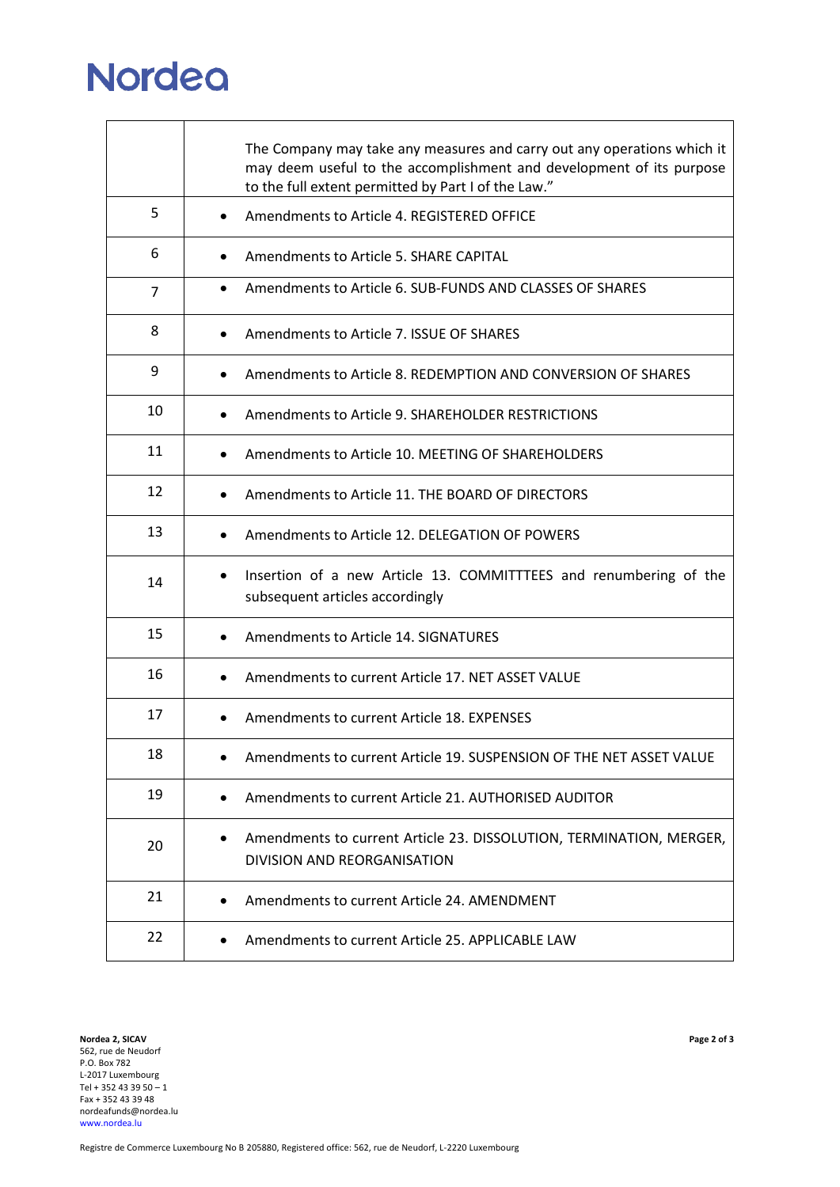| | |
|---|---|
| | The Company may take any measures and carry out any operations which it may deem useful to the accomplishment and development of its purpose to the full extent permitted by Part I of the Law." |
| 5 | • Amendments to Article 4. REGISTERED OFFICE |
| 6 | • Amendments to Article 5. SHARE CAPITAL |
| 7 | • Amendments to Article 6. SUB-FUNDS AND CLASSES OF SHARES |
| 8 | • Amendments to Article 7. ISSUE OF SHARES |
| 9 | • Amendments to Article 8. REDEMPTION AND CONVERSION OF SHARES |
| 10 | • Amendments to Article 9. SHAREHOLDER RESTRICTIONS |
| 11 | • Amendments to Article 10. MEETING OF SHAREHOLDERS |
| 12 | • Amendments to Article 11. THE BOARD OF DIRECTORS |
| 13 | • Amendments to Article 12. DELEGATION OF POWERS |
| 14 | • Insertion of a new Article 13. COMMITTTEES and renumbering of the subsequent articles accordingly |
| 15 | • Amendments to Article 14. SIGNATURES |
| 16 | • Amendments to current Article 17. NET ASSET VALUE |
| 17 | • Amendments to current Article 18. EXPENSES |
| 18 | • Amendments to current Article 19. SUSPENSION OF THE NET ASSET VALUE |
| 19 | • Amendments to current Article 21. AUTHORISED AUDITOR |
| 20 | • Amendments to current Article 23. DISSOLUTION, TERMINATION, MERGER, DIVISION AND REORGANISATION |
| 21 | • Amendments to current Article 24. AMENDMENT |
| 22 | • Amendments to current Article 25. APPLICABLE LAW |

**Nordea 2, SICAV**
562, rue de Neudorf
P.O. Box 782
L-2017 Luxembourg
Tel + 352 43 39 50 – 1
Fax + 352 43 39 48
nordeafunds@nordea.lu
www.nordea.lu

Registre de Commerce Luxembourg No B 205880, Registered office: 562, rue de Neudorf, L-2220 Luxembourg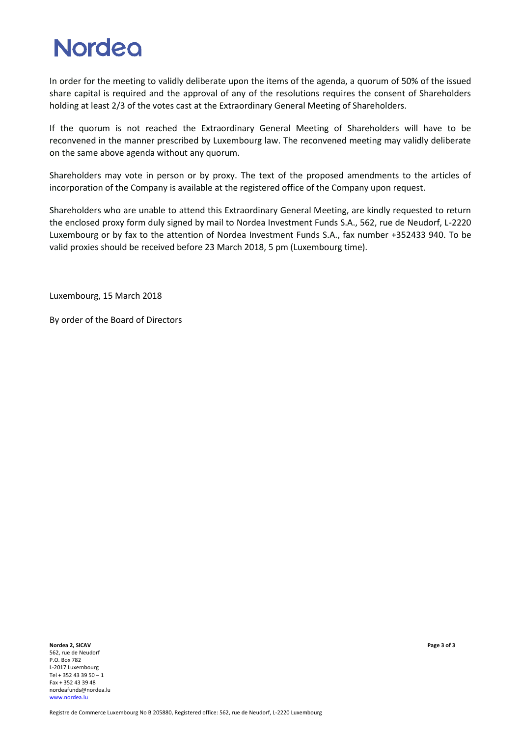In order for the meeting to validly deliberate upon the items of the agenda, a quorum of 50% of the issued share capital is required and the approval of any of the resolutions requires the consent of Shareholders holding at least 2/3 of the votes cast at the Extraordinary General Meeting of Shareholders.

If the quorum is not reached the Extraordinary General Meeting of Shareholders will have to be reconvened in the manner prescribed by Luxembourg law. The reconvened meeting may validly deliberate on the same above agenda without any quorum.

Shareholders may vote in person or by proxy. The text of the proposed amendments to the articles of incorporation of the Company is available at the registered office of the Company upon request.

Shareholders who are unable to attend this Extraordinary General Meeting, are kindly requested to return the enclosed proxy form duly signed by mail to Nordea Investment Funds S.A., 562, rue de Neudorf, L-2220 Luxembourg or by fax to the attention of Nordea Investment Funds S.A., fax number +352433 940. To be valid proxies should be received before 23 March 2018, 5 pm (Luxembourg time).

Luxembourg, 15 March 2018

By order of the Board of Directors